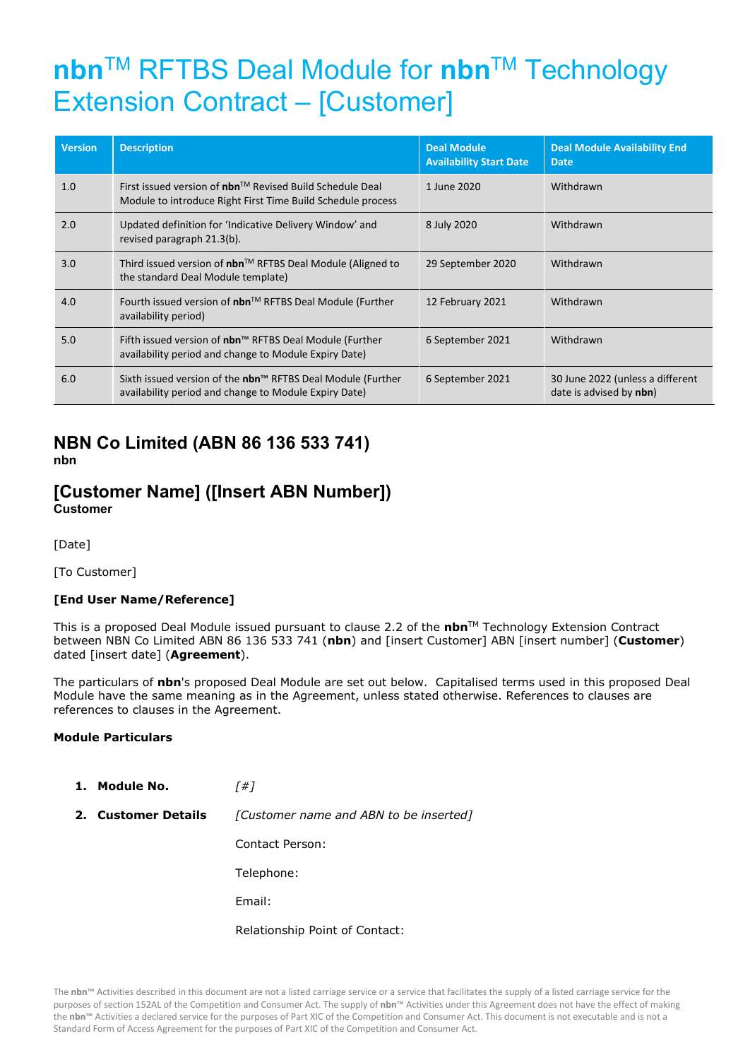# nbn™ RFTBS Deal Module for nbn™ Technology Extension Contract – [Customer]

| Version | Description | Deal Module Availability Start Date | Deal Module Availability End Date |
|---|---|---|---|
| 1.0 | First issued version of **nbn**™ Revised Build Schedule Deal Module to introduce Right First Time Build Schedule process | 1 June 2020 | Withdrawn |
| 2.0 | Updated definition for 'Indicative Delivery Window' and revised paragraph 21.3(b). | 8 July 2020 | Withdrawn |
| 3.0 | Third issued version of **nbn**™ RFTBS Deal Module (Aligned to the standard Deal Module template) | 29 September 2020 | Withdrawn |
| 4.0 | Fourth issued version of **nbn**™ RFTBS Deal Module (Further availability period) | 12 February 2021 | Withdrawn |
| 5.0 | Fifth issued version of **nbn**™ RFTBS Deal Module (Further availability period and change to Module Expiry Date) | 6 September 2021 | Withdrawn |
| 6.0 | Sixth issued version of the **nbn**™ RFTBS Deal Module (Further availability period and change to Module Expiry Date) | 6 September 2021 | 30 June 2022 (unless a different date is advised by **nbn**) |

## NBN Co Limited (ABN 86 136 533 741)
**nbn**

## [Customer Name] ([Insert ABN Number])
**Customer**

[Date]

[To Customer]

**[End User Name/Reference]**

This is a proposed Deal Module issued pursuant to clause 2.2 of the **nbn**™ Technology Extension Contract between NBN Co Limited ABN 86 136 533 741 (**nbn**) and [insert Customer] ABN [insert number] (**Customer**) dated [insert date] (**Agreement**).

The particulars of **nbn**'s proposed Deal Module are set out below. Capitalised terms used in this proposed Deal Module have the same meaning as in the Agreement, unless stated otherwise. References to clauses are references to clauses in the Agreement.

**Module Particulars**

1. **Module No.** *[#]*
2. **Customer Details** *[Customer name and ABN to be inserted]*

   Contact Person:

   Telephone:

   Email:

   Relationship Point of Contact:

The **nbn**™ Activities described in this document are not a listed carriage service or a service that facilitates the supply of a listed carriage service for the purposes of section 152AL of the Competition and Consumer Act. The supply of **nbn**™ Activities under this Agreement does not have the effect of making the **nbn**™ Activities a declared service for the purposes of Part XIC of the Competition and Consumer Act. This document is not executable and is not a Standard Form of Access Agreement for the purposes of Part XIC of the Competition and Consumer Act.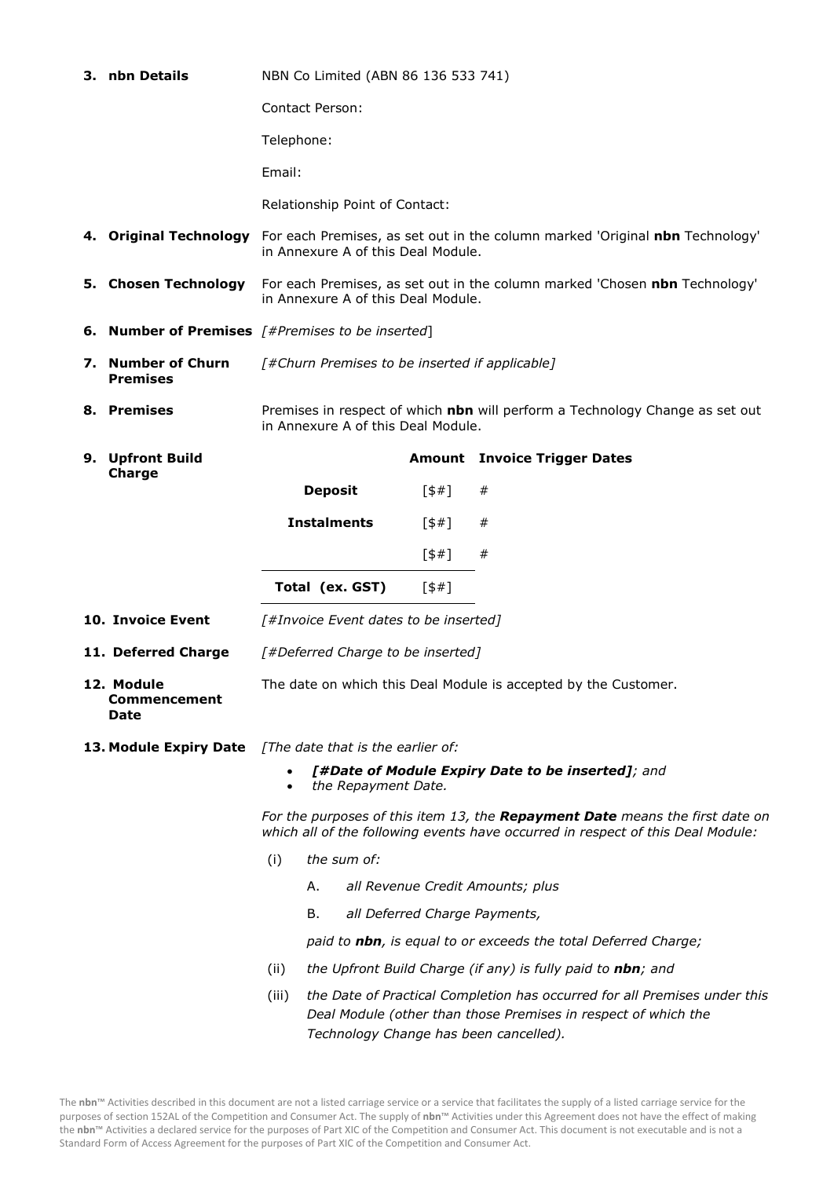| | |
|---|---|
| **3. nbn Details** | NBN Co Limited (ABN 86 136 533 741)<br><br>Contact Person:<br><br>Telephone:<br><br>Email:<br><br>Relationship Point of Contact: |
| **4. Original Technology** | For each Premises, as set out in the column marked 'Original **nbn** Technology' in Annexure A of this Deal Module. |
| **5. Chosen Technology** | For each Premises, as set out in the column marked 'Chosen **nbn** Technology' in Annexure A of this Deal Module. |
| **6. Number of Premises** | *[#Premises to be inserted]* |
| **7. Number of Churn Premises** | *[#Churn Premises to be inserted if applicable]* |
| **8. Premises** | Premises in respect of which **nbn** will perform a Technology Change as set out in Annexure A of this Deal Module. |
| **9. Upfront Build Charge** | see table below |

| | **Amount** | **Invoice Trigger Dates** |
|---|---|---|
| **Deposit** | [$#] | # |
| **Instalments** | [$#] | # |
| | [$#] | # |
| **Total (ex. GST)** | [$#] | |

| | |
|---|---|
| **10. Invoice Event** | *[#Invoice Event dates to be inserted]* |
| **11. Deferred Charge** | *[#Deferred Charge to be inserted]* |
| **12. Module Commencement Date** | The date on which this Deal Module is accepted by the Customer. |

**13. Module Expiry Date**

*[The date that is the earlier of:*

- ***[#Date of Module Expiry Date to be inserted]****; and*
- *the Repayment Date.*

*For the purposes of this item 13, the **Repayment Date** means the first date on which all of the following events have occurred in respect of this Deal Module:*

(i) *the sum of:*

   A. *all Revenue Credit Amounts; plus*

   B. *all Deferred Charge Payments,*

   *paid to **nbn**, is equal to or exceeds the total Deferred Charge;*

(ii) *the Upfront Build Charge (if any) is fully paid to **nbn**; and*

(iii) *the Date of Practical Completion has occurred for all Premises under this Deal Module (other than those Premises in respect of which the Technology Change has been cancelled).*

The **nbn**™ Activities described in this document are not a listed carriage service or a service that facilitates the supply of a listed carriage service for the purposes of section 152AL of the Competition and Consumer Act. The supply of **nbn**™ Activities under this Agreement does not have the effect of making the **nbn**™ Activities a declared service for the purposes of Part XIC of the Competition and Consumer Act. This document is not executable and is not a Standard Form of Access Agreement for the purposes of Part XIC of the Competition and Consumer Act.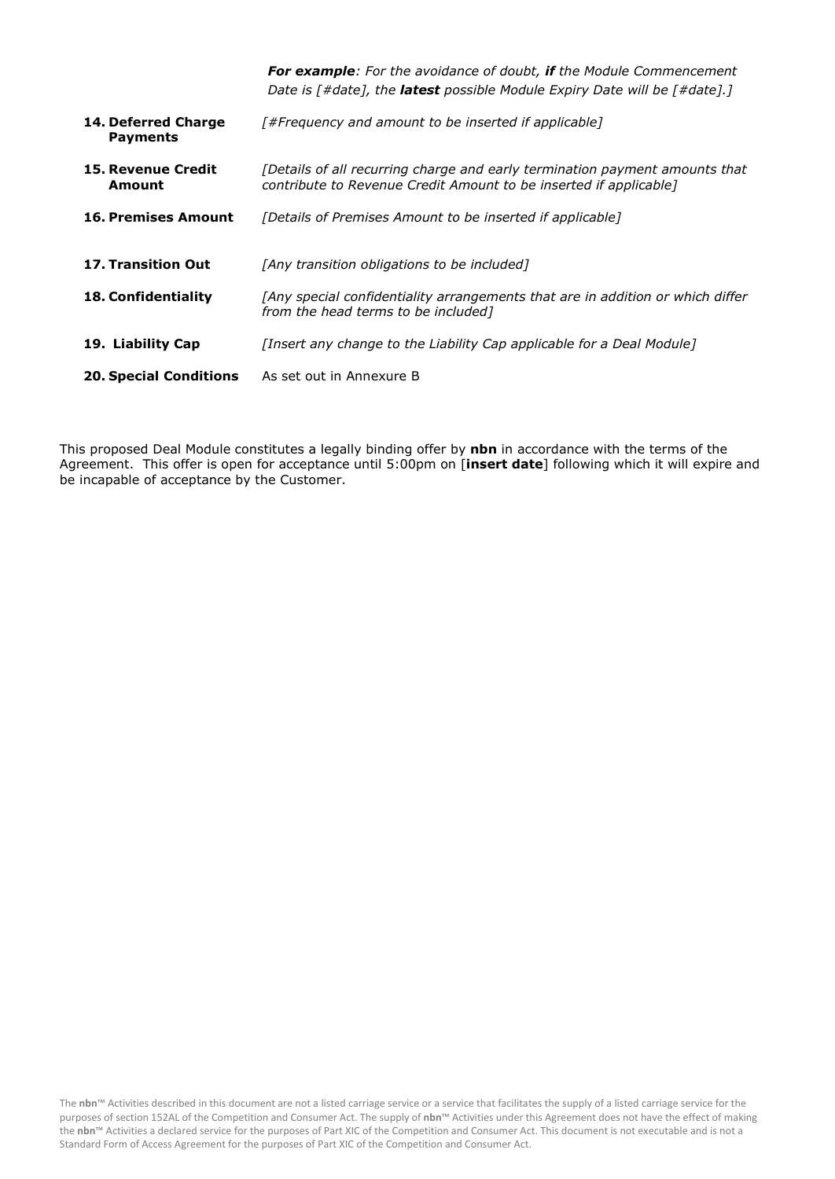| | |
|---|---|
| | ***For example**: For the avoidance of doubt, **if** the Module Commencement Date is [#date], the **latest** possible Module Expiry Date will be [#date].]* |
| **14. Deferred Charge Payments** | *[#Frequency and amount to be inserted if applicable]* |
| **15. Revenue Credit Amount** | *[Details of all recurring charge and early termination payment amounts that contribute to Revenue Credit Amount to be inserted if applicable]* |
| **16. Premises Amount** | *[Details of Premises Amount to be inserted if applicable]* |
| **17. Transition Out** | *[Any transition obligations to be included]* |
| **18. Confidentiality** | *[Any special confidentiality arrangements that are in addition or which differ from the head terms to be included]* |
| **19. Liability Cap** | *[Insert any change to the Liability Cap applicable for a Deal Module]* |
| **20. Special Conditions** | As set out in Annexure B |

This proposed Deal Module constitutes a legally binding offer by **nbn** in accordance with the terms of the Agreement. This offer is open for acceptance until 5:00pm on [**insert date**] following which it will expire and be incapable of acceptance by the Customer.

The **nbn**™ Activities described in this document are not a listed carriage service or a service that facilitates the supply of a listed carriage service for the purposes of section 152AL of the Competition and Consumer Act. The supply of **nbn**™ Activities under this Agreement does not have the effect of making the **nbn**™ Activities a declared service for the purposes of Part XIC of the Competition and Consumer Act. This document is not executable and is not a Standard Form of Access Agreement for the purposes of Part XIC of the Competition and Consumer Act.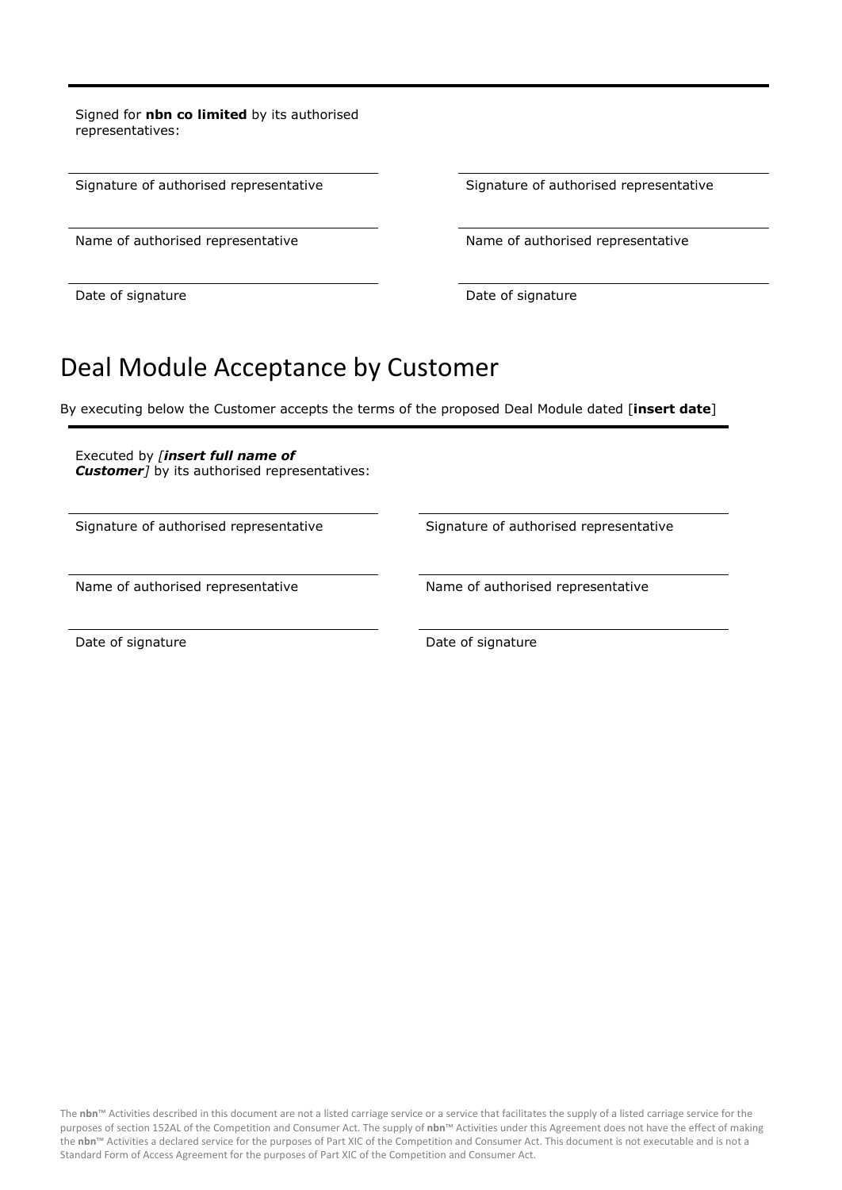Signed for **nbn co limited** by its authorised representatives:

| | |
|---|---|
| Signature of authorised representative | Signature of authorised representative |
| Name of authorised representative | Name of authorised representative |
| Date of signature | Date of signature |

# Deal Module Acceptance by Customer

By executing below the Customer accepts the terms of the proposed Deal Module dated [**insert date**]

Executed by *[**insert full name of Customer**]* by its authorised representatives:

| | |
|---|---|
| Signature of authorised representative | Signature of authorised representative |
| Name of authorised representative | Name of authorised representative |
| Date of signature | Date of signature |

The **nbn**™ Activities described in this document are not a listed carriage service or a service that facilitates the supply of a listed carriage service for the purposes of section 152AL of the Competition and Consumer Act. The supply of **nbn**™ Activities under this Agreement does not have the effect of making the **nbn**™ Activities a declared service for the purposes of Part XIC of the Competition and Consumer Act. This document is not executable and is not a Standard Form of Access Agreement for the purposes of Part XIC of the Competition and Consumer Act.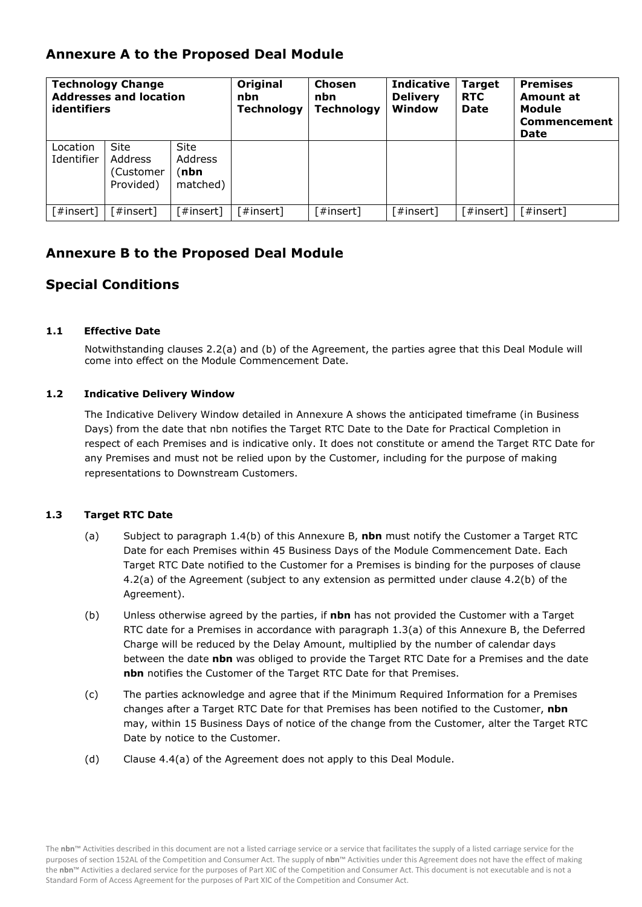## Annexure A to the Proposed Deal Module

| **Technology Change Addresses and location identifiers** | | | **Original nbn Technology** | **Chosen nbn Technology** | **Indicative Delivery Window** | **Target RTC Date** | **Premises Amount at Module Commencement Date** |
|---|---|---|---|---|---|---|---|
| Location Identifier | Site Address (Customer Provided) | Site Address (**nbn** matched) | | | | | |
| [#insert] | [#insert] | [#insert] | [#insert] | [#insert] | [#insert] | [#insert] | [#insert] |

## Annexure B to the Proposed Deal Module

## Special Conditions

### 1.1 Effective Date

Notwithstanding clauses 2.2(a) and (b) of the Agreement, the parties agree that this Deal Module will come into effect on the Module Commencement Date.

### 1.2 Indicative Delivery Window

The Indicative Delivery Window detailed in Annexure A shows the anticipated timeframe (in Business Days) from the date that nbn notifies the Target RTC Date to the Date for Practical Completion in respect of each Premises and is indicative only. It does not constitute or amend the Target RTC Date for any Premises and must not be relied upon by the Customer, including for the purpose of making representations to Downstream Customers.

### 1.3 Target RTC Date

(a) Subject to paragraph 1.4(b) of this Annexure B, **nbn** must notify the Customer a Target RTC Date for each Premises within 45 Business Days of the Module Commencement Date. Each Target RTC Date notified to the Customer for a Premises is binding for the purposes of clause 4.2(a) of the Agreement (subject to any extension as permitted under clause 4.2(b) of the Agreement).

(b) Unless otherwise agreed by the parties, if **nbn** has not provided the Customer with a Target RTC date for a Premises in accordance with paragraph 1.3(a) of this Annexure B, the Deferred Charge will be reduced by the Delay Amount, multiplied by the number of calendar days between the date **nbn** was obliged to provide the Target RTC Date for a Premises and the date **nbn** notifies the Customer of the Target RTC Date for that Premises.

(c) The parties acknowledge and agree that if the Minimum Required Information for a Premises changes after a Target RTC Date for that Premises has been notified to the Customer, **nbn** may, within 15 Business Days of notice of the change from the Customer, alter the Target RTC Date by notice to the Customer.

(d) Clause 4.4(a) of the Agreement does not apply to this Deal Module.

The **nbn**™ Activities described in this document are not a listed carriage service or a service that facilitates the supply of a listed carriage service for the purposes of section 152AL of the Competition and Consumer Act. The supply of **nbn**™ Activities under this Agreement does not have the effect of making the **nbn**™ Activities a declared service for the purposes of Part XIC of the Competition and Consumer Act. This document is not executable and is not a Standard Form of Access Agreement for the purposes of Part XIC of the Competition and Consumer Act.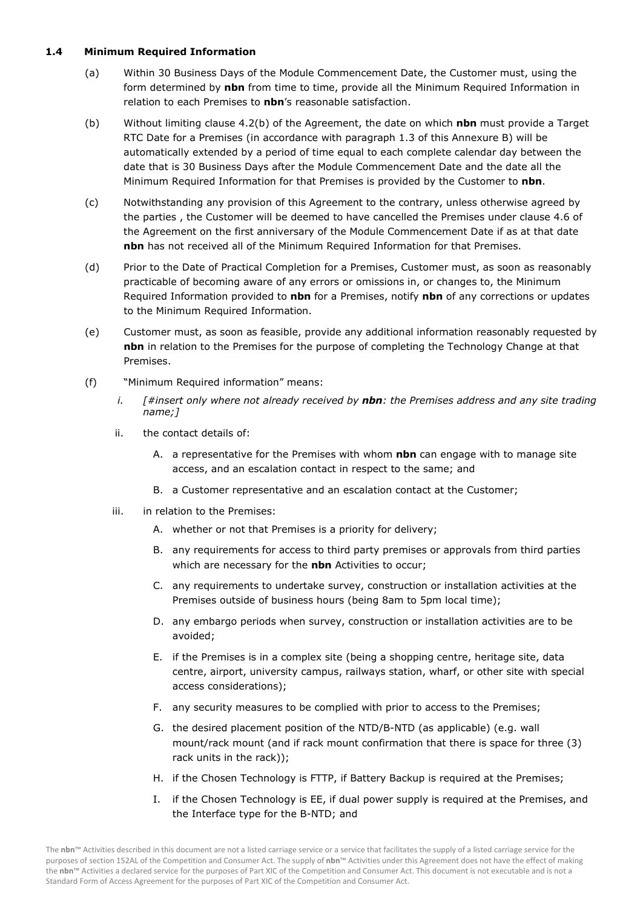### 1.4 Minimum Required Information

(a) Within 30 Business Days of the Module Commencement Date, the Customer must, using the form determined by **nbn** from time to time, provide all the Minimum Required Information in relation to each Premises to **nbn**'s reasonable satisfaction.

(b) Without limiting clause 4.2(b) of the Agreement, the date on which **nbn** must provide a Target RTC Date for a Premises (in accordance with paragraph 1.3 of this Annexure B) will be automatically extended by a period of time equal to each complete calendar day between the date that is 30 Business Days after the Module Commencement Date and the date all the Minimum Required Information for that Premises is provided by the Customer to **nbn**.

(c) Notwithstanding any provision of this Agreement to the contrary, unless otherwise agreed by the parties , the Customer will be deemed to have cancelled the Premises under clause 4.6 of the Agreement on the first anniversary of the Module Commencement Date if as at that date **nbn** has not received all of the Minimum Required Information for that Premises.

(d) Prior to the Date of Practical Completion for a Premises, Customer must, as soon as reasonably practicable of becoming aware of any errors or omissions in, or changes to, the Minimum Required Information provided to **nbn** for a Premises, notify **nbn** of any corrections or updates to the Minimum Required Information.

(e) Customer must, as soon as feasible, provide any additional information reasonably requested by **nbn** in relation to the Premises for the purpose of completing the Technology Change at that Premises.

(f) "Minimum Required information" means:

   *i. [#insert only where not already received by **nbn**: the Premises address and any site trading name;]*

   ii. the contact details of:

      A. a representative for the Premises with whom **nbn** can engage with to manage site access, and an escalation contact in respect to the same; and

      B. a Customer representative and an escalation contact at the Customer;

   iii. in relation to the Premises:

      A. whether or not that Premises is a priority for delivery;

      B. any requirements for access to third party premises or approvals from third parties which are necessary for the **nbn** Activities to occur;

      C. any requirements to undertake survey, construction or installation activities at the Premises outside of business hours (being 8am to 5pm local time);

      D. any embargo periods when survey, construction or installation activities are to be avoided;

      E. if the Premises is in a complex site (being a shopping centre, heritage site, data centre, airport, university campus, railways station, wharf, or other site with special access considerations);

      F. any security measures to be complied with prior to access to the Premises;

      G. the desired placement position of the NTD/B-NTD (as applicable) (e.g. wall mount/rack mount (and if rack mount confirmation that there is space for three (3) rack units in the rack));

      H. if the Chosen Technology is FTTP, if Battery Backup is required at the Premises;

      I. if the Chosen Technology is EE, if dual power supply is required at the Premises, and the Interface type for the B-NTD; and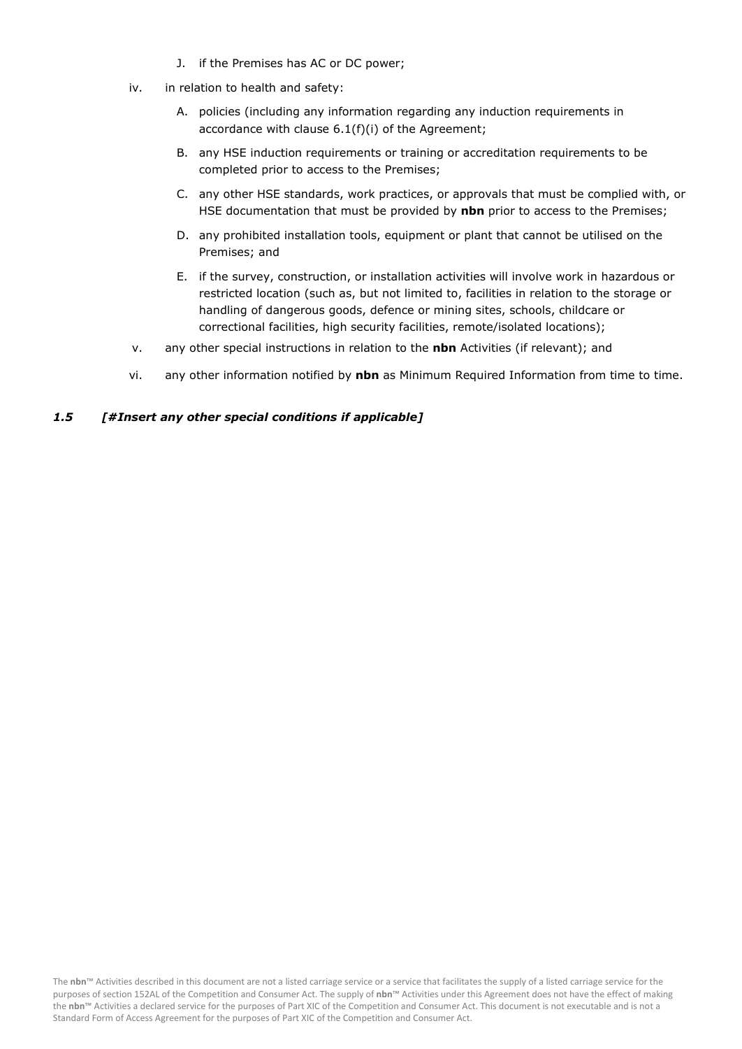J. if the Premises has AC or DC power;

iv. in relation to health and safety:

A. policies (including any information regarding any induction requirements in accordance with clause 6.1(f)(i) of the Agreement;

B. any HSE induction requirements or training or accreditation requirements to be completed prior to access to the Premises;

C. any other HSE standards, work practices, or approvals that must be complied with, or HSE documentation that must be provided by **nbn** prior to access to the Premises;

D. any prohibited installation tools, equipment or plant that cannot be utilised on the Premises; and

E. if the survey, construction, or installation activities will involve work in hazardous or restricted location (such as, but not limited to, facilities in relation to the storage or handling of dangerous goods, defence or mining sites, schools, childcare or correctional facilities, high security facilities, remote/isolated locations);

v. any other special instructions in relation to the **nbn** Activities (if relevant); and

vi. any other information notified by **nbn** as Minimum Required Information from time to time.

***1.5 [#Insert any other special conditions if applicable]***